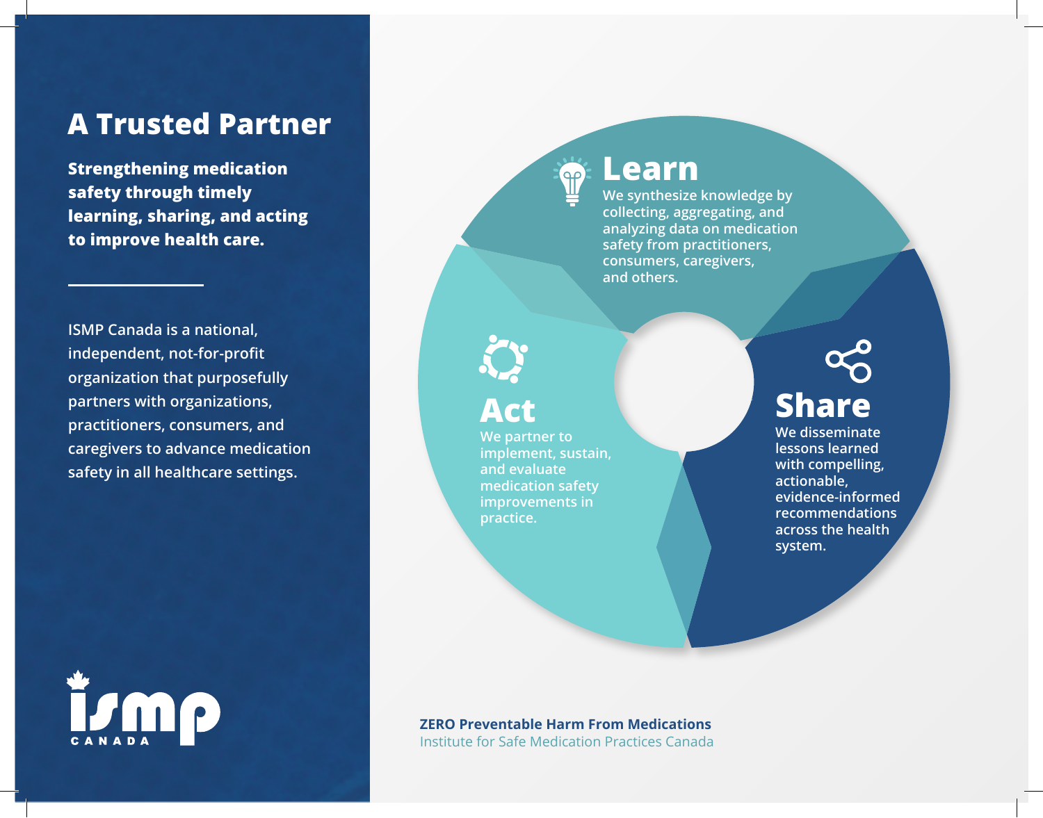# A Trusted Partner

**Strengthening medication safety through timely learning, sharing, and acting to improve health care.**

ISMP Canada is a national, independent, not-for-profit organization that purposefully partners with organizations, practitioners, consumers, and caregivers to advance medication safety in all healthcare settings.

ISMP CANADA

## Learn

We synthesize knowledge by collecting, aggregating, and analyzing data on medication safety from practitioners, consumers, caregivers, and others.

## Share

We disseminate lessons learned with compelling, actionable, evidence-informed recommendations across the health system.

## Act

We partner to implement, sustain, and evaluate medication safety improvements in practice.

**ZERO Preventable Harm From Medications**

Institute for Safe Medication Practices Canada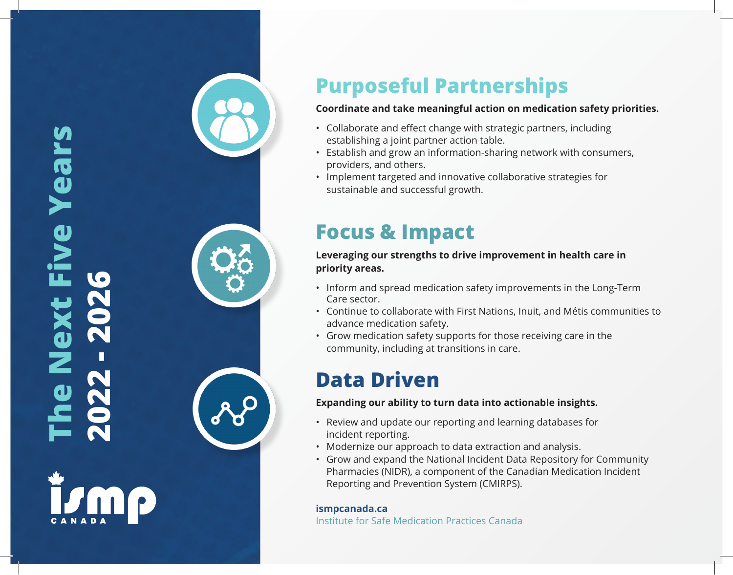# The Next Five Years
## 2022 - 2026

ISMP CANADA

## Purposeful Partnerships

**Coordinate and take meaningful action on medication safety priorities.**

- Collaborate and effect change with strategic partners, including establishing a joint partner action table.
- Establish and grow an information-sharing network with consumers, providers, and others.
- Implement targeted and innovative collaborative strategies for sustainable and successful growth.

## Focus & Impact

**Leveraging our strengths to drive improvement in health care in priority areas.**

- Inform and spread medication safety improvements in the Long-Term Care sector.
- Continue to collaborate with First Nations, Inuit, and Métis communities to advance medication safety.
- Grow medication safety supports for those receiving care in the community, including at transitions in care.

## Data Driven

**Expanding our ability to turn data into actionable insights.**

- Review and update our reporting and learning databases for incident reporting.
- Modernize our approach to data extraction and analysis.
- Grow and expand the National Incident Data Repository for Community Pharmacies (NIDR), a component of the Canadian Medication Incident Reporting and Prevention System (CMIRPS).

**ismpcanada.ca**
Institute for Safe Medication Practices Canada